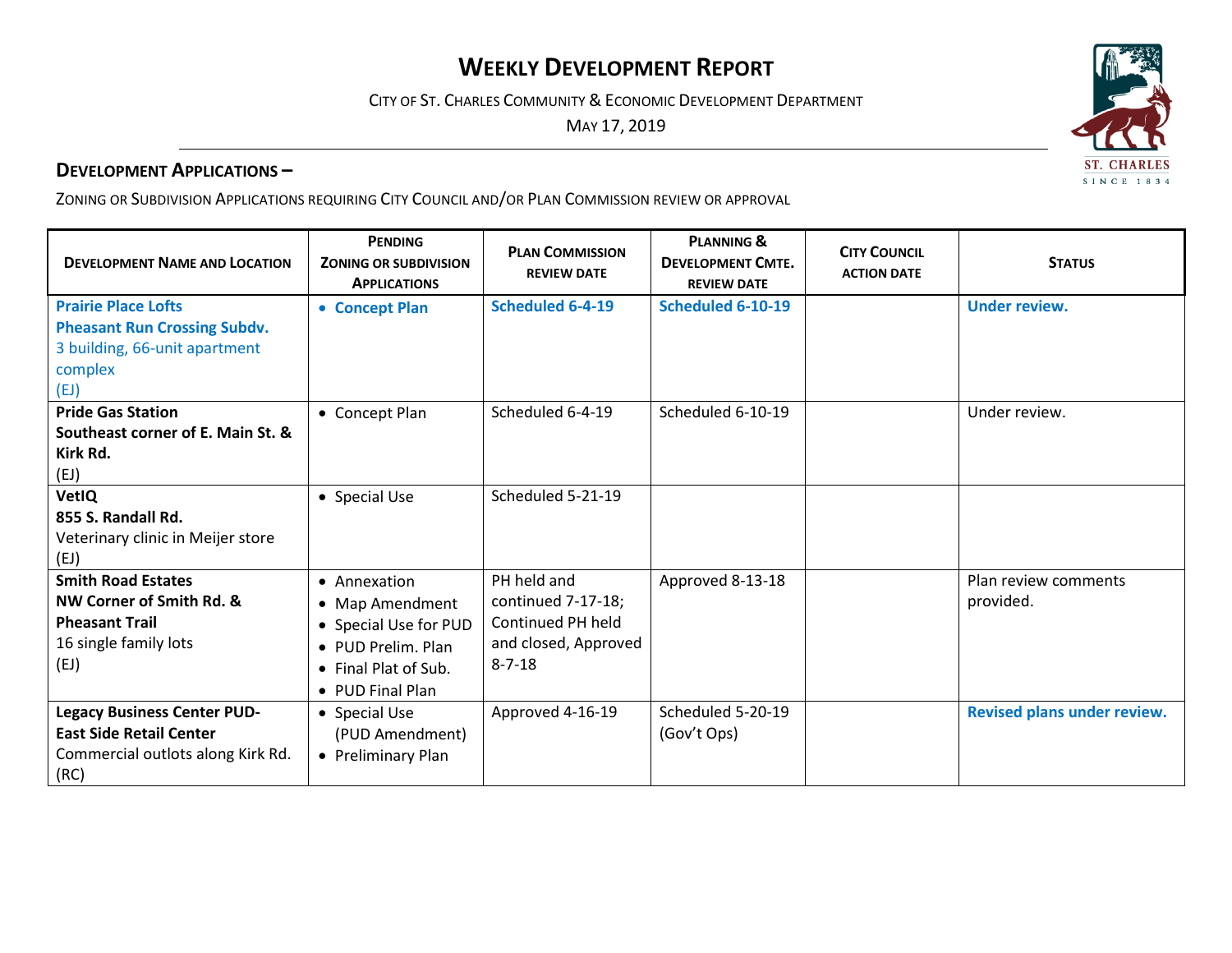# WEEKLY DEVELOPMENT REPORT

CITY OF ST. CHARLES COMMUNITY & ECONOMIC DEVELOPMENT DEPARTMENT

MAY 17, 2019

## DEVELOPMENT APPLICATIONS –

ZONING OR SUBDIVISION APPLICATIONS REQUIRING CITY COUNCIL AND/OR PLAN COMMISSION REVIEW OR APPROVAL

| DEVELOPMENT NAME AND LOCATION | PENDING ZONING OR SUBDIVISION APPLICATIONS | PLAN COMMISSION REVIEW DATE | PLANNING & DEVELOPMENT CMTE. REVIEW DATE | CITY COUNCIL ACTION DATE | STATUS |
|---|---|---|---|---|---|
| **Prairie Place Lofts**<br>**Pheasant Run Crossing Subdv.**<br>3 building, 66-unit apartment complex<br>(EJ) | • **Concept Plan** | **Scheduled 6-4-19** | **Scheduled 6-10-19** | | **Under review.** |
| **Pride Gas Station**<br>**Southeast corner of E. Main St. & Kirk Rd.**<br>(EJ) | • Concept Plan | Scheduled 6-4-19 | Scheduled 6-10-19 | | Under review. |
| **VetIQ**<br>**855 S. Randall Rd.**<br>Veterinary clinic in Meijer store<br>(EJ) | • Special Use | Scheduled 5-21-19 | | | |
| **Smith Road Estates**<br>**NW Corner of Smith Rd. & Pheasant Trail**<br>16 single family lots<br>(EJ) | • Annexation<br>• Map Amendment<br>• Special Use for PUD<br>• PUD Prelim. Plan<br>• Final Plat of Sub.<br>• PUD Final Plan | PH held and continued 7-17-18; Continued PH held and closed, Approved 8-7-18 | Approved 8-13-18 | | Plan review comments provided. |
| **Legacy Business Center PUD-**<br>**East Side Retail Center**<br>Commercial outlots along Kirk Rd.<br>(RC) | • Special Use (PUD Amendment)<br>• Preliminary Plan | Approved 4-16-19 | Scheduled 5-20-19 (Gov't Ops) | | **Revised plans under review.** |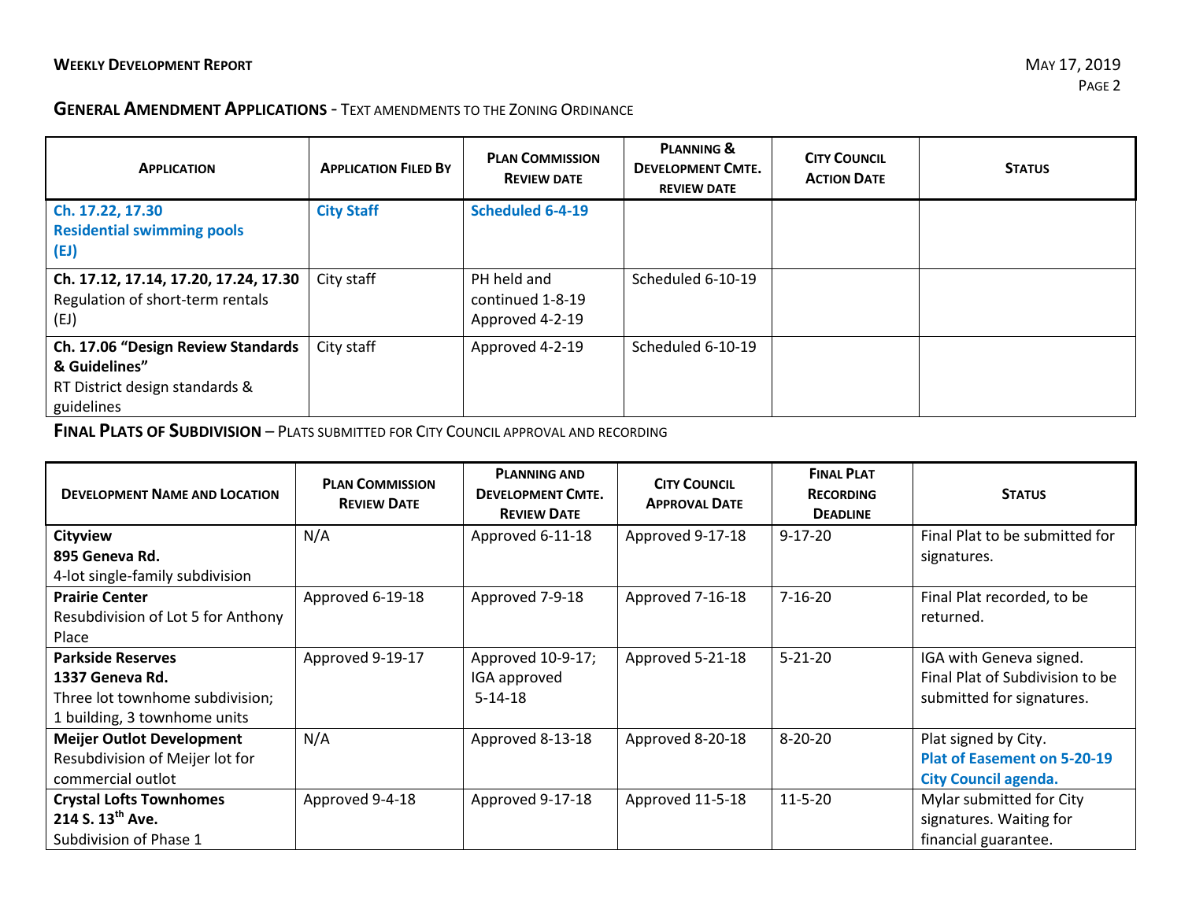## General Amendment Applications - Text amendments to the Zoning Ordinance

| Application | Application Filed By | Plan Commission Review Date | Planning & Development Cmte. Review Date | City Council Action Date | Status |
|---|---|---|---|---|---|
| **Ch. 17.22, 17.30**<br>**Residential swimming pools**<br>**(EJ)** | **City Staff** | **Scheduled 6-4-19** | | | |
| **Ch. 17.12, 17.14, 17.20, 17.24, 17.30**<br>Regulation of short-term rentals<br>(EJ) | City staff | PH held and continued 1-8-19<br>Approved 4-2-19 | Scheduled 6-10-19 | | |
| **Ch. 17.06 "Design Review Standards & Guidelines"**<br>RT District design standards & guidelines | City staff | Approved 4-2-19 | Scheduled 6-10-19 | | |

## Final Plats of Subdivision – Plats submitted for City Council approval and recording

| Development Name and Location | Plan Commission Review Date | Planning and Development Cmte. Review Date | City Council Approval Date | Final Plat Recording Deadline | Status |
|---|---|---|---|---|---|
| **Cityview**<br>**895 Geneva Rd.**<br>4-lot single-family subdivision | N/A | Approved 6-11-18 | Approved 9-17-18 | 9-17-20 | Final Plat to be submitted for signatures. |
| **Prairie Center**<br>Resubdivision of Lot 5 for Anthony Place | Approved 6-19-18 | Approved 7-9-18 | Approved 7-16-18 | 7-16-20 | Final Plat recorded, to be returned. |
| **Parkside Reserves**<br>**1337 Geneva Rd.**<br>Three lot townhome subdivision; 1 building, 3 townhome units | Approved 9-19-17 | Approved 10-9-17; IGA approved 5-14-18 | Approved 5-21-18 | 5-21-20 | IGA with Geneva signed. Final Plat of Subdivision to be submitted for signatures. |
| **Meijer Outlot Development**<br>Resubdivision of Meijer lot for commercial outlot | N/A | Approved 8-13-18 | Approved 8-20-18 | 8-20-20 | Plat signed by City. **Plat of Easement on 5-20-19 City Council agenda.** |
| **Crystal Lofts Townhomes**<br>**214 S. 13th Ave.**<br>Subdivision of Phase 1 | Approved 9-4-18 | Approved 9-17-18 | Approved 11-5-18 | 11-5-20 | Mylar submitted for City signatures. Waiting for financial guarantee. |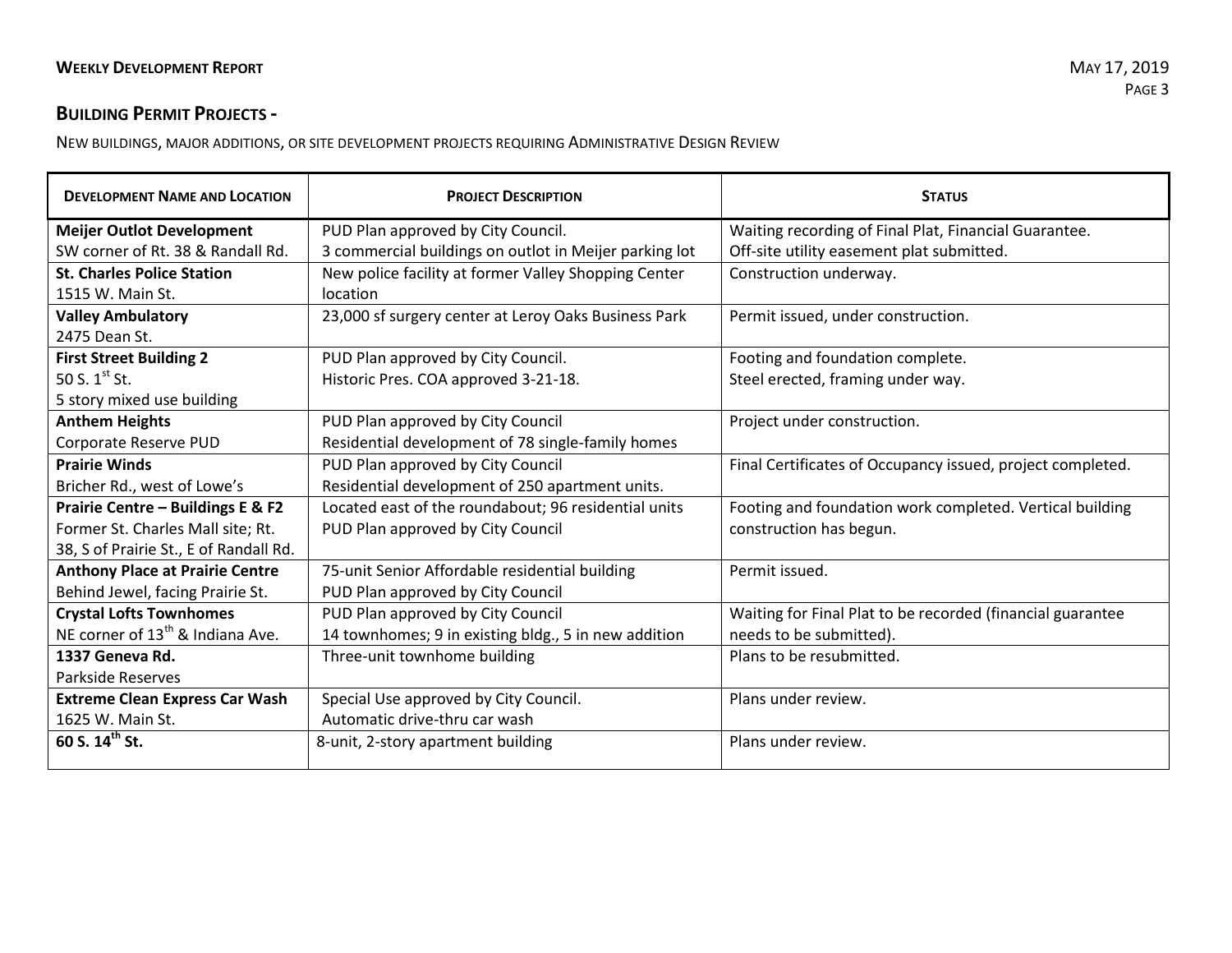## BUILDING PERMIT PROJECTS -

NEW BUILDINGS, MAJOR ADDITIONS, OR SITE DEVELOPMENT PROJECTS REQUIRING ADMINISTRATIVE DESIGN REVIEW

| DEVELOPMENT NAME AND LOCATION | PROJECT DESCRIPTION | STATUS |
|---|---|---|
| **Meijer Outlot Development**<br>SW corner of Rt. 38 & Randall Rd. | PUD Plan approved by City Council.<br>3 commercial buildings on outlot in Meijer parking lot | Waiting recording of Final Plat, Financial Guarantee.<br>Off-site utility easement plat submitted. |
| **St. Charles Police Station**<br>1515 W. Main St. | New police facility at former Valley Shopping Center location | Construction underway. |
| **Valley Ambulatory**<br>2475 Dean St. | 23,000 sf surgery center at Leroy Oaks Business Park | Permit issued, under construction. |
| **First Street Building 2**<br>50 S. 1st St.<br>5 story mixed use building | PUD Plan approved by City Council.<br>Historic Pres. COA approved 3-21-18. | Footing and foundation complete.<br>Steel erected, framing under way. |
| **Anthem Heights**<br>Corporate Reserve PUD | PUD Plan approved by City Council<br>Residential development of 78 single-family homes | Project under construction. |
| **Prairie Winds**<br>Bricher Rd., west of Lowe's | PUD Plan approved by City Council<br>Residential development of 250 apartment units. | Final Certificates of Occupancy issued, project completed. |
| **Prairie Centre – Buildings E & F2**<br>Former St. Charles Mall site; Rt. 38, S of Prairie St., E of Randall Rd. | Located east of the roundabout; 96 residential units<br>PUD Plan approved by City Council | Footing and foundation work completed. Vertical building construction has begun. |
| **Anthony Place at Prairie Centre**<br>Behind Jewel, facing Prairie St. | 75-unit Senior Affordable residential building<br>PUD Plan approved by City Council | Permit issued. |
| **Crystal Lofts Townhomes**<br>NE corner of 13th & Indiana Ave. | PUD Plan approved by City Council<br>14 townhomes; 9 in existing bldg., 5 in new addition | Waiting for Final Plat to be recorded (financial guarantee needs to be submitted). |
| **1337 Geneva Rd.**<br>Parkside Reserves | Three-unit townhome building | Plans to be resubmitted. |
| **Extreme Clean Express Car Wash**<br>1625 W. Main St. | Special Use approved by City Council.<br>Automatic drive-thru car wash | Plans under review. |
| **60 S. 14th St.** | 8-unit, 2-story apartment building | Plans under review. |